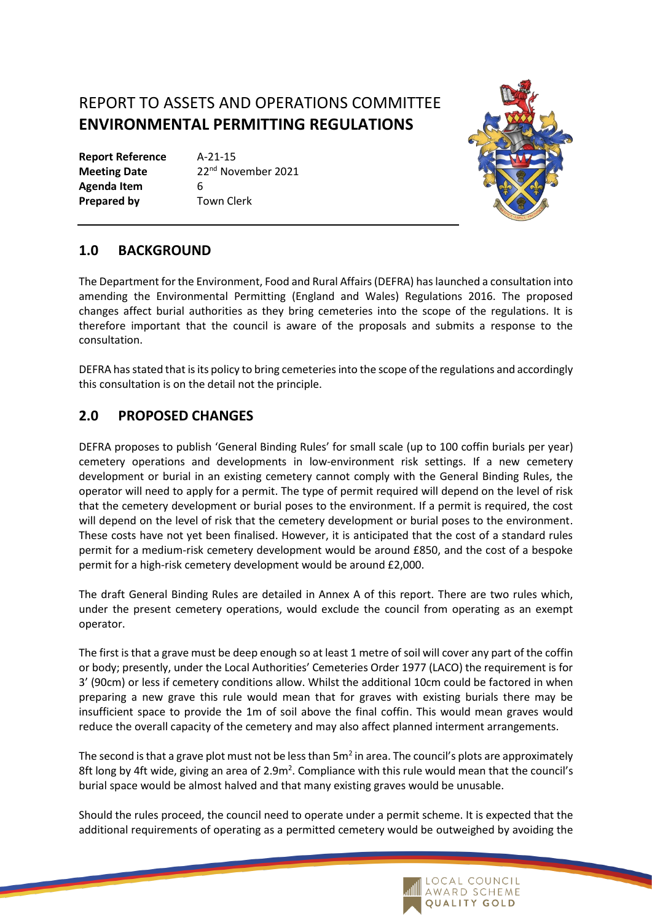# REPORT TO ASSETS AND OPERATIONS COMMITTEE
# ENVIRONMENTAL PERMITTING REGULATIONS

| | |
|---|---|
| **Report Reference** | A-21-15 |
| **Meeting Date** | 22nd November 2021 |
| **Agenda Item** | 6 |
| **Prepared by** | Town Clerk |

## 1.0 BACKGROUND

The Department for the Environment, Food and Rural Affairs (DEFRA) has launched a consultation into amending the Environmental Permitting (England and Wales) Regulations 2016. The proposed changes affect burial authorities as they bring cemeteries into the scope of the regulations. It is therefore important that the council is aware of the proposals and submits a response to the consultation.

DEFRA has stated that is its policy to bring cemeteries into the scope of the regulations and accordingly this consultation is on the detail not the principle.

## 2.0 PROPOSED CHANGES

DEFRA proposes to publish 'General Binding Rules' for small scale (up to 100 coffin burials per year) cemetery operations and developments in low-environment risk settings. If a new cemetery development or burial in an existing cemetery cannot comply with the General Binding Rules, the operator will need to apply for a permit. The type of permit required will depend on the level of risk that the cemetery development or burial poses to the environment. If a permit is required, the cost will depend on the level of risk that the cemetery development or burial poses to the environment. These costs have not yet been finalised. However, it is anticipated that the cost of a standard rules permit for a medium-risk cemetery development would be around £850, and the cost of a bespoke permit for a high-risk cemetery development would be around £2,000.

The draft General Binding Rules are detailed in Annex A of this report. There are two rules which, under the present cemetery operations, would exclude the council from operating as an exempt operator.

The first is that a grave must be deep enough so at least 1 metre of soil will cover any part of the coffin or body; presently, under the Local Authorities' Cemeteries Order 1977 (LACO) the requirement is for 3' (90cm) or less if cemetery conditions allow. Whilst the additional 10cm could be factored in when preparing a new grave this rule would mean that for graves with existing burials there may be insufficient space to provide the 1m of soil above the final coffin. This would mean graves would reduce the overall capacity of the cemetery and may also affect planned interment arrangements.

The second is that a grave plot must not be less than 5m$^2$ in area. The council's plots are approximately 8ft long by 4ft wide, giving an area of 2.9m$^2$. Compliance with this rule would mean that the council's burial space would be almost halved and that many existing graves would be unusable.

Should the rules proceed, the council need to operate under a permit scheme. It is expected that the additional requirements of operating as a permitted cemetery would be outweighed by avoiding the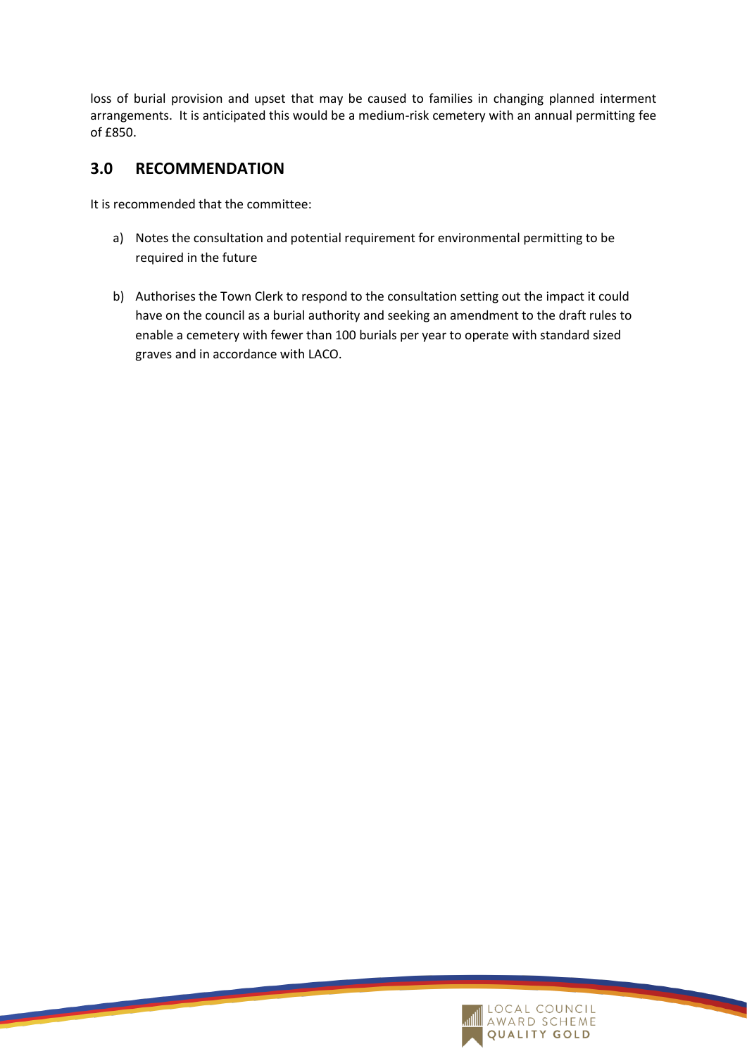loss of burial provision and upset that may be caused to families in changing planned interment arrangements. It is anticipated this would be a medium-risk cemetery with an annual permitting fee of £850.

## 3.0 RECOMMENDATION

It is recommended that the committee:

a) Notes the consultation and potential requirement for environmental permitting to be required in the future

b) Authorises the Town Clerk to respond to the consultation setting out the impact it could have on the council as a burial authority and seeking an amendment to the draft rules to enable a cemetery with fewer than 100 burials per year to operate with standard sized graves and in accordance with LACO.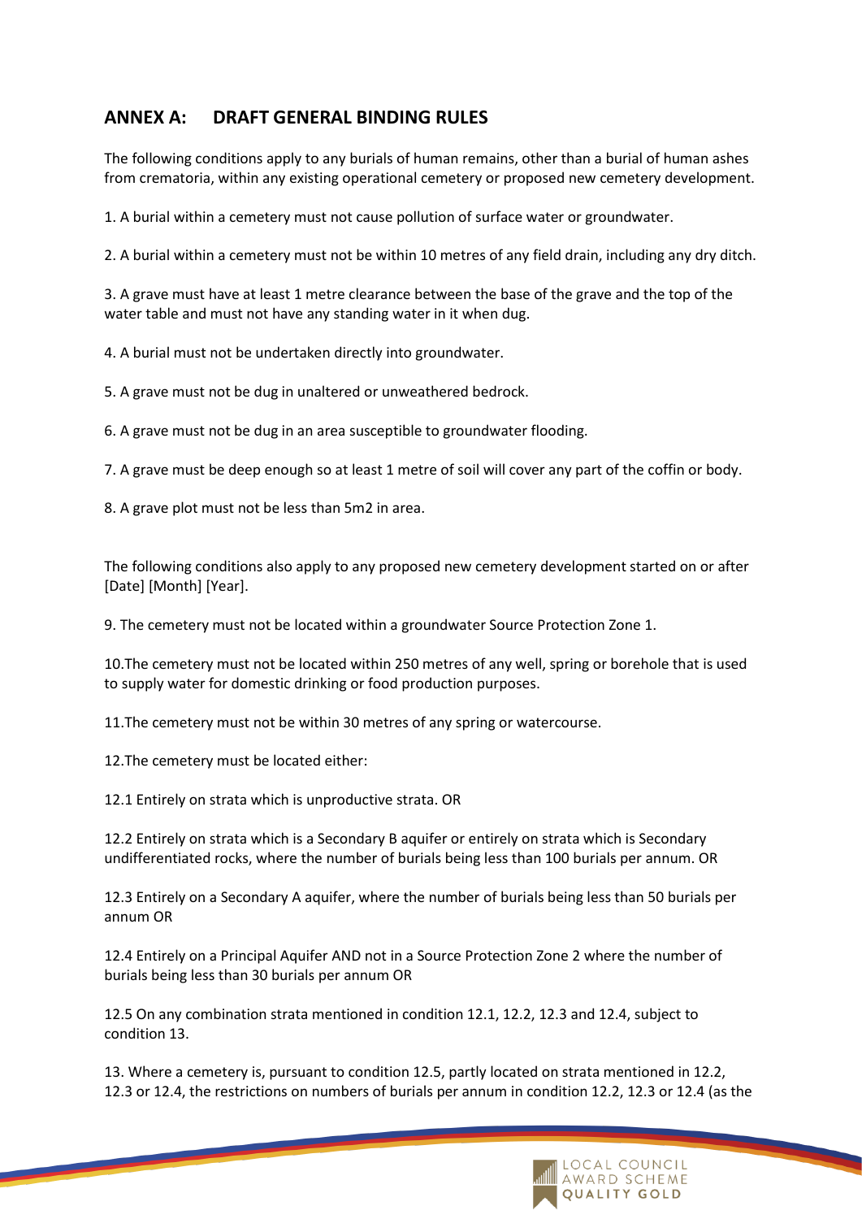## ANNEX A: DRAFT GENERAL BINDING RULES

The following conditions apply to any burials of human remains, other than a burial of human ashes from crematoria, within any existing operational cemetery or proposed new cemetery development.

1. A burial within a cemetery must not cause pollution of surface water or groundwater.

2. A burial within a cemetery must not be within 10 metres of any field drain, including any dry ditch.

3. A grave must have at least 1 metre clearance between the base of the grave and the top of the water table and must not have any standing water in it when dug.

4. A burial must not be undertaken directly into groundwater.

5. A grave must not be dug in unaltered or unweathered bedrock.

6. A grave must not be dug in an area susceptible to groundwater flooding.

7. A grave must be deep enough so at least 1 metre of soil will cover any part of the coffin or body.

8. A grave plot must not be less than 5m2 in area.

The following conditions also apply to any proposed new cemetery development started on or after [Date] [Month] [Year].

9. The cemetery must not be located within a groundwater Source Protection Zone 1.

10.The cemetery must not be located within 250 metres of any well, spring or borehole that is used to supply water for domestic drinking or food production purposes.

11.The cemetery must not be within 30 metres of any spring or watercourse.

12.The cemetery must be located either:

12.1 Entirely on strata which is unproductive strata. OR

12.2 Entirely on strata which is a Secondary B aquifer or entirely on strata which is Secondary undifferentiated rocks, where the number of burials being less than 100 burials per annum. OR

12.3 Entirely on a Secondary A aquifer, where the number of burials being less than 50 burials per annum OR

12.4 Entirely on a Principal Aquifer AND not in a Source Protection Zone 2 where the number of burials being less than 30 burials per annum OR

12.5 On any combination strata mentioned in condition 12.1, 12.2, 12.3 and 12.4, subject to condition 13.

13. Where a cemetery is, pursuant to condition 12.5, partly located on strata mentioned in 12.2, 12.3 or 12.4, the restrictions on numbers of burials per annum in condition 12.2, 12.3 or 12.4 (as the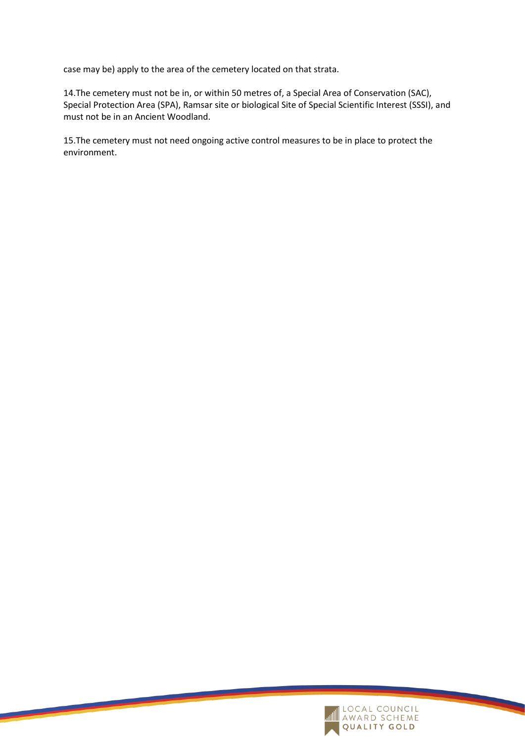case may be) apply to the area of the cemetery located on that strata.

14.The cemetery must not be in, or within 50 metres of, a Special Area of Conservation (SAC), Special Protection Area (SPA), Ramsar site or biological Site of Special Scientific Interest (SSSI), and must not be in an Ancient Woodland.

15.The cemetery must not need ongoing active control measures to be in place to protect the environment.